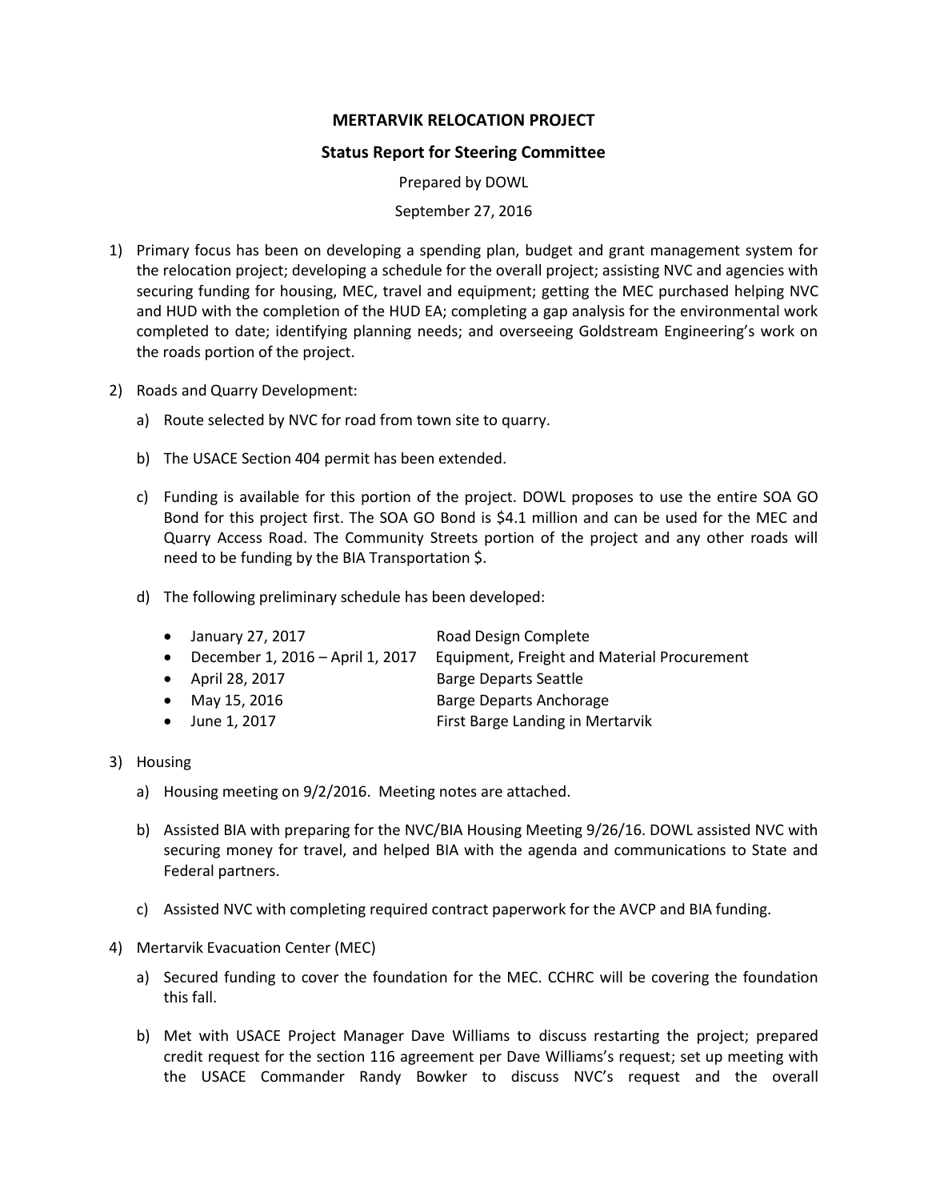**MERTARVIK RELOCATION PROJECT**

**Status Report for Steering Committee**

Prepared by DOWL

September 27, 2016

1) Primary focus has been on developing a spending plan, budget and grant management system for the relocation project; developing a schedule for the overall project; assisting NVC and agencies with securing funding for housing, MEC, travel and equipment; getting the MEC purchased helping NVC and HUD with the completion of the HUD EA; completing a gap analysis for the environmental work completed to date; identifying planning needs; and overseeing Goldstream Engineering's work on the roads portion of the project.

2) Roads and Quarry Development:

   a) Route selected by NVC for road from town site to quarry.

   b) The USACE Section 404 permit has been extended.

   c) Funding is available for this portion of the project. DOWL proposes to use the entire SOA GO Bond for this project first. The SOA GO Bond is $4.1 million and can be used for the MEC and Quarry Access Road. The Community Streets portion of the project and any other roads will need to be funding by the BIA Transportation $.

   d) The following preliminary schedule has been developed:

      - January 27, 2017 — Road Design Complete
      - December 1, 2016 – April 1, 2017 — Equipment, Freight and Material Procurement
      - April 28, 2017 — Barge Departs Seattle
      - May 15, 2016 — Barge Departs Anchorage
      - June 1, 2017 — First Barge Landing in Mertarvik

3) Housing

   a) Housing meeting on 9/2/2016. Meeting notes are attached.

   b) Assisted BIA with preparing for the NVC/BIA Housing Meeting 9/26/16. DOWL assisted NVC with securing money for travel, and helped BIA with the agenda and communications to State and Federal partners.

   c) Assisted NVC with completing required contract paperwork for the AVCP and BIA funding.

4) Mertarvik Evacuation Center (MEC)

   a) Secured funding to cover the foundation for the MEC. CCHRC will be covering the foundation this fall.

   b) Met with USACE Project Manager Dave Williams to discuss restarting the project; prepared credit request for the section 116 agreement per Dave Williams's request; set up meeting with the USACE Commander Randy Bowker to discuss NVC's request and the overall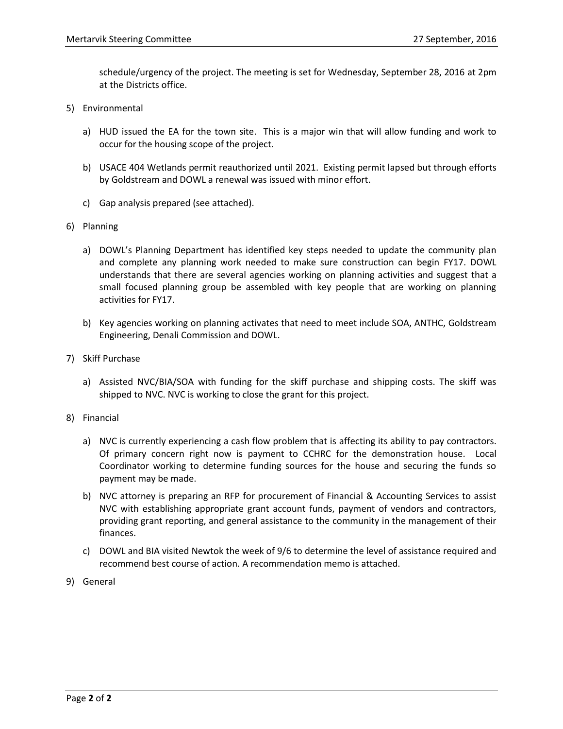schedule/urgency of the project. The meeting is set for Wednesday, September 28, 2016 at 2pm at the Districts office.

5) Environmental

   a) HUD issued the EA for the town site. This is a major win that will allow funding and work to occur for the housing scope of the project.

   b) USACE 404 Wetlands permit reauthorized until 2021. Existing permit lapsed but through efforts by Goldstream and DOWL a renewal was issued with minor effort.

   c) Gap analysis prepared (see attached).

6) Planning

   a) DOWL's Planning Department has identified key steps needed to update the community plan and complete any planning work needed to make sure construction can begin FY17. DOWL understands that there are several agencies working on planning activities and suggest that a small focused planning group be assembled with key people that are working on planning activities for FY17.

   b) Key agencies working on planning activates that need to meet include SOA, ANTHC, Goldstream Engineering, Denali Commission and DOWL.

7) Skiff Purchase

   a) Assisted NVC/BIA/SOA with funding for the skiff purchase and shipping costs. The skiff was shipped to NVC. NVC is working to close the grant for this project.

8) Financial

   a) NVC is currently experiencing a cash flow problem that is affecting its ability to pay contractors. Of primary concern right now is payment to CCHRC for the demonstration house. Local Coordinator working to determine funding sources for the house and securing the funds so payment may be made.

   b) NVC attorney is preparing an RFP for procurement of Financial & Accounting Services to assist NVC with establishing appropriate grant account funds, payment of vendors and contractors, providing grant reporting, and general assistance to the community in the management of their finances.

   c) DOWL and BIA visited Newtok the week of 9/6 to determine the level of assistance required and recommend best course of action. A recommendation memo is attached.

9) General